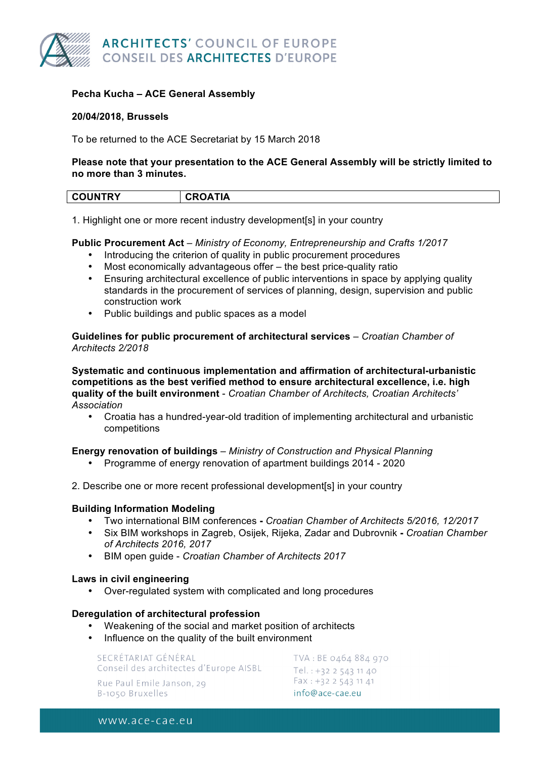# ARCHITECTS' COUNCIL OF EUROPE
# CONSEIL DES ARCHITECTES D'EUROPE

**Pecha Kucha – ACE General Assembly**

**20/04/2018, Brussels**

To be returned to the ACE Secretariat by 15 March 2018

**Please note that your presentation to the ACE General Assembly will be strictly limited to no more than 3 minutes.**

| COUNTRY | CROATIA |
|---|---|

1. Highlight one or more recent industry development[s] in your country

**Public Procurement Act** – *Ministry of Economy, Entrepreneurship and Crafts 1/2017*

- Introducing the criterion of quality in public procurement procedures
- Most economically advantageous offer – the best price-quality ratio
- Ensuring architectural excellence of public interventions in space by applying quality standards in the procurement of services of planning, design, supervision and public construction work
- Public buildings and public spaces as a model

**Guidelines for public procurement of architectural services** – *Croatian Chamber of Architects 2/2018*

**Systematic and continuous implementation and affirmation of architectural-urbanistic competitions as the best verified method to ensure architectural excellence, i.e. high quality of the built environment** - *Croatian Chamber of Architects, Croatian Architects' Association*

- Croatia has a hundred-year-old tradition of implementing architectural and urbanistic competitions

**Energy renovation of buildings** – *Ministry of Construction and Physical Planning*

- Programme of energy renovation of apartment buildings 2014 - 2020

2. Describe one or more recent professional development[s] in your country

**Building Information Modeling**

- Two international BIM conferences **-** *Croatian Chamber of Architects 5/2016, 12/2017*
- Six BIM workshops in Zagreb, Osijek, Rijeka, Zadar and Dubrovnik **-** *Croatian Chamber of Architects 2016, 2017*
- BIM open guide - *Croatian Chamber of Architects 2017*

**Laws in civil engineering**

- Over-regulated system with complicated and long procedures

**Deregulation of architectural profession**

- Weakening of the social and market position of architects
- Influence on the quality of the built environment

SECRÉTARIAT GÉNÉRAL
Conseil des architectes d'Europe AISBL
Rue Paul Emile Janson, 29
B-1050 Bruxelles

TVA : BE 0464 884 970
Tel. : +32 2 543 11 40
Fax : +32 2 543 11 41
info@ace-cae.eu

www.ace-cae.eu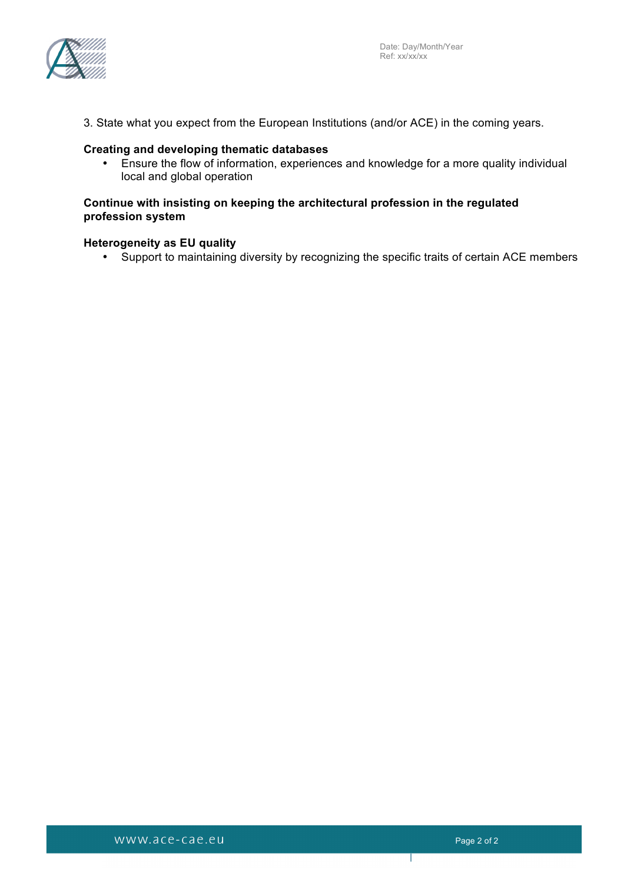3. State what you expect from the European Institutions (and/or ACE) in the coming years.

**Creating and developing thematic databases**

- Ensure the flow of information, experiences and knowledge for a more quality individual local and global operation

**Continue with insisting on keeping the architectural profession in the regulated profession system**

**Heterogeneity as EU quality**

- Support to maintaining diversity by recognizing the specific traits of certain ACE members